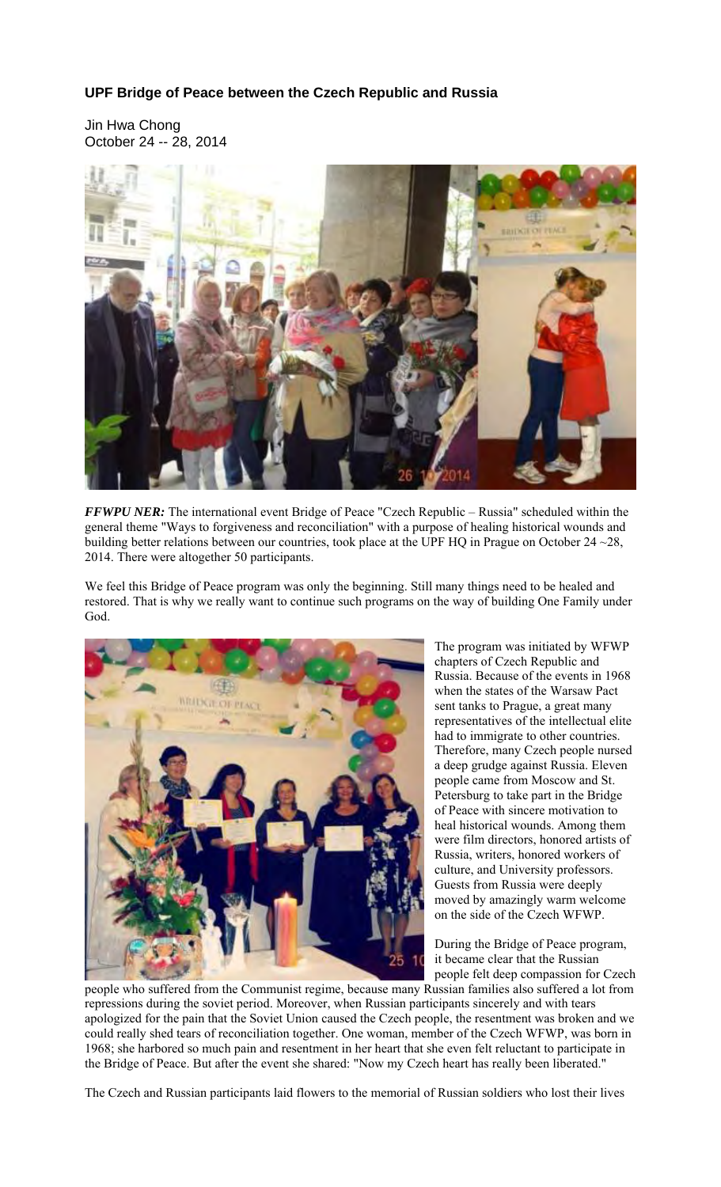### UPF Bridge of Peace between the Czech Republic and Russia

Jin Hwa Chong
October 24 -- 28, 2014

***FFWPU NER:*** The international event Bridge of Peace "Czech Republic – Russia" scheduled within the general theme "Ways to forgiveness and reconciliation" with a purpose of healing historical wounds and building better relations between our countries, took place at the UPF HQ in Prague on October 24 ~28, 2014. There were altogether 50 participants.

We feel this Bridge of Peace program was only the beginning. Still many things need to be healed and restored. That is why we really want to continue such programs on the way of building One Family under God.

The program was initiated by WFWP chapters of Czech Republic and Russia. Because of the events in 1968 when the states of the Warsaw Pact sent tanks to Prague, a great many representatives of the intellectual elite had to immigrate to other countries. Therefore, many Czech people nursed a deep grudge against Russia. Eleven people came from Moscow and St. Petersburg to take part in the Bridge of Peace with sincere motivation to heal historical wounds. Among them were film directors, honored artists of Russia, writers, honored workers of culture, and University professors. Guests from Russia were deeply moved by amazingly warm welcome on the side of the Czech WFWP.

During the Bridge of Peace program, it became clear that the Russian people felt deep compassion for Czech people who suffered from the Communist regime, because many Russian families also suffered a lot from repressions during the soviet period. Moreover, when Russian participants sincerely and with tears apologized for the pain that the Soviet Union caused the Czech people, the resentment was broken and we could really shed tears of reconciliation together. One woman, member of the Czech WFWP, was born in 1968; she harbored so much pain and resentment in her heart that she even felt reluctant to participate in the Bridge of Peace. But after the event she shared: "Now my Czech heart has really been liberated."

The Czech and Russian participants laid flowers to the memorial of Russian soldiers who lost their lives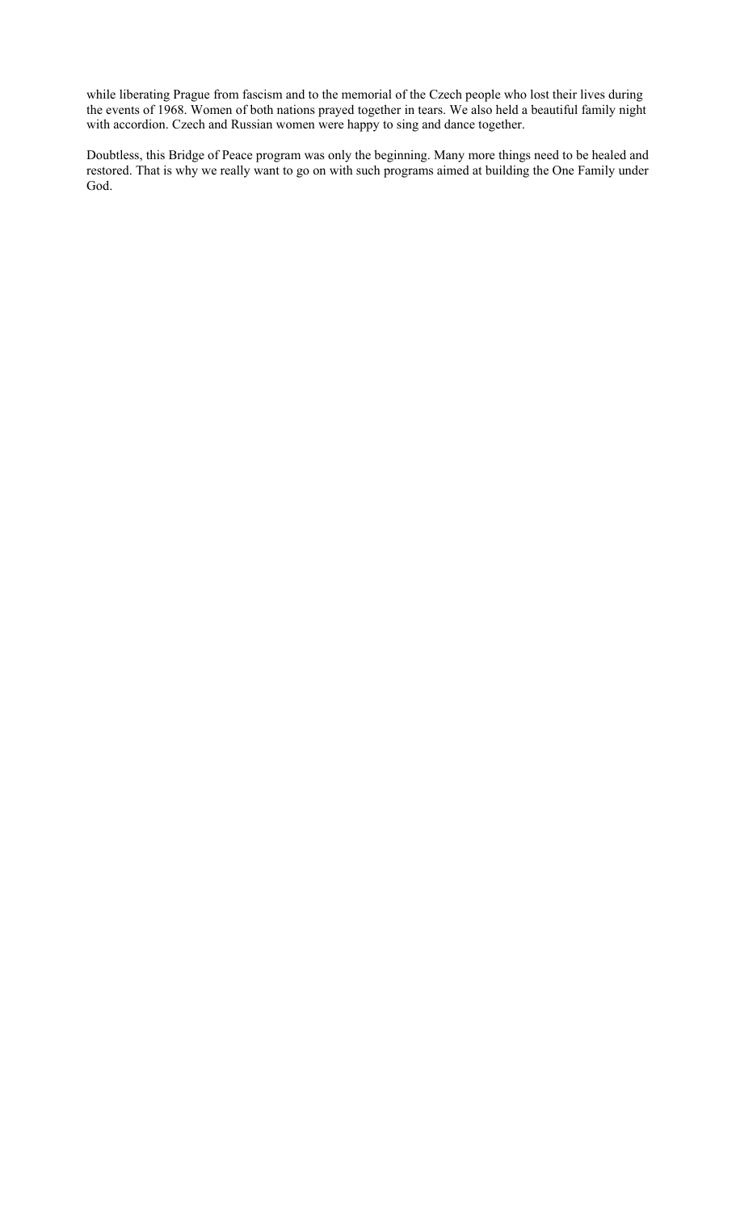while liberating Prague from fascism and to the memorial of the Czech people who lost their lives during the events of 1968. Women of both nations prayed together in tears. We also held a beautiful family night with accordion. Czech and Russian women were happy to sing and dance together.

Doubtless, this Bridge of Peace program was only the beginning. Many more things need to be healed and restored. That is why we really want to go on with such programs aimed at building the One Family under God.